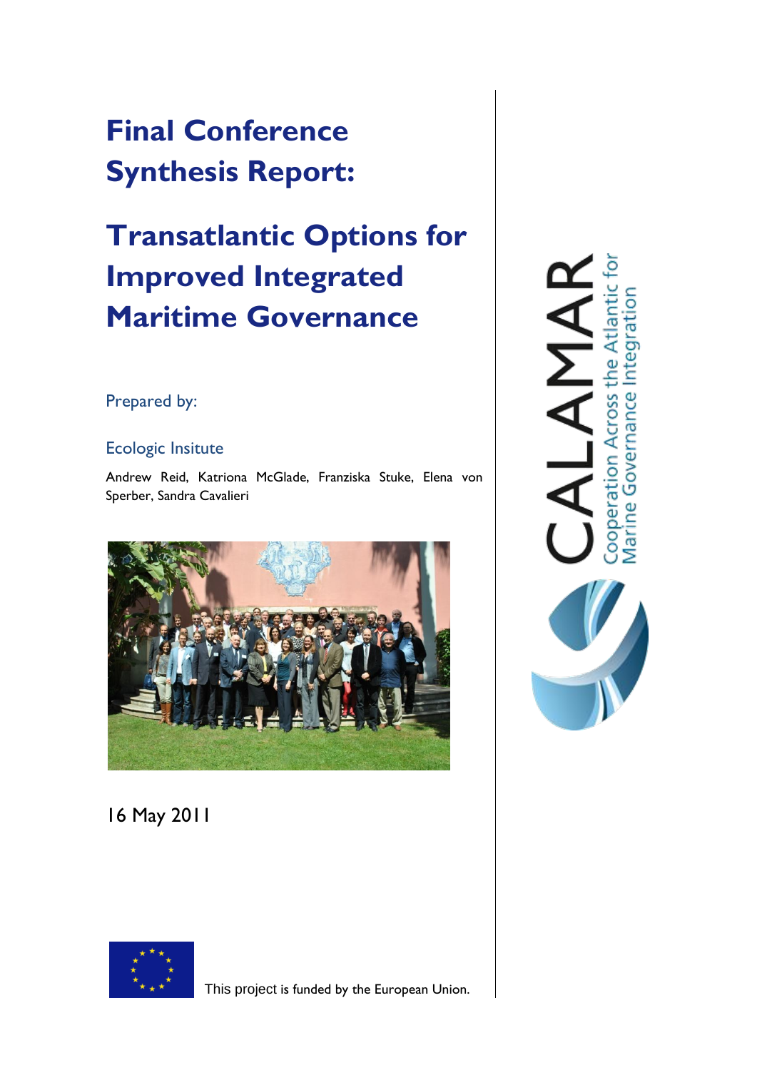# Final Conference Synthesis Report:

# Transatlantic Options for Improved Integrated Maritime Governance

Prepared by:

Ecologic Insitute

Andrew Reid, Katriona McGlade, Franziska Stuke, Elena von Sperber, Sandra Cavalieri

16 May 2011

CALAMAR

Cooperation Across the Atlantic for Marine Governance Integration

This project is funded by the European Union.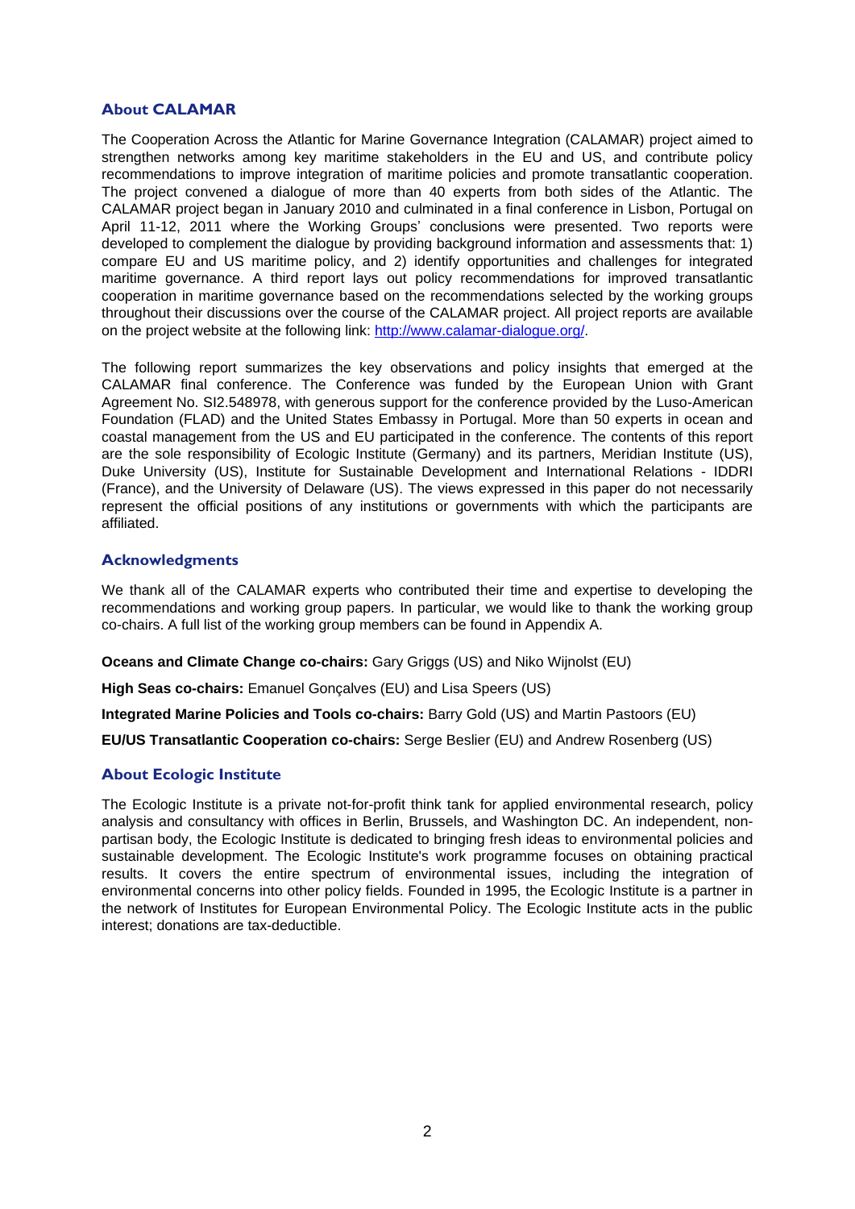## About CALAMAR

The Cooperation Across the Atlantic for Marine Governance Integration (CALAMAR) project aimed to strengthen networks among key maritime stakeholders in the EU and US, and contribute policy recommendations to improve integration of maritime policies and promote transatlantic cooperation. The project convened a dialogue of more than 40 experts from both sides of the Atlantic. The CALAMAR project began in January 2010 and culminated in a final conference in Lisbon, Portugal on April 11-12, 2011 where the Working Groups' conclusions were presented. Two reports were developed to complement the dialogue by providing background information and assessments that: 1) compare EU and US maritime policy, and 2) identify opportunities and challenges for integrated maritime governance. A third report lays out policy recommendations for improved transatlantic cooperation in maritime governance based on the recommendations selected by the working groups throughout their discussions over the course of the CALAMAR project. All project reports are available on the project website at the following link: [http://www.calamar-dialogue.org/](http://www.calamar-dialogue.org/).

The following report summarizes the key observations and policy insights that emerged at the CALAMAR final conference. The Conference was funded by the European Union with Grant Agreement No. SI2.548978, with generous support for the conference provided by the Luso-American Foundation (FLAD) and the United States Embassy in Portugal. More than 50 experts in ocean and coastal management from the US and EU participated in the conference. The contents of this report are the sole responsibility of Ecologic Institute (Germany) and its partners, Meridian Institute (US), Duke University (US), Institute for Sustainable Development and International Relations - IDDRI (France), and the University of Delaware (US). The views expressed in this paper do not necessarily represent the official positions of any institutions or governments with which the participants are affiliated.

## Acknowledgments

We thank all of the CALAMAR experts who contributed their time and expertise to developing the recommendations and working group papers. In particular, we would like to thank the working group co-chairs. A full list of the working group members can be found in Appendix A.

**Oceans and Climate Change co-chairs:** Gary Griggs (US) and Niko Wijnolst (EU)

**High Seas co-chairs:** Emanuel Gonçalves (EU) and Lisa Speers (US)

**Integrated Marine Policies and Tools co-chairs:** Barry Gold (US) and Martin Pastoors (EU)

**EU/US Transatlantic Cooperation co-chairs:** Serge Beslier (EU) and Andrew Rosenberg (US)

## About Ecologic Institute

The Ecologic Institute is a private not-for-profit think tank for applied environmental research, policy analysis and consultancy with offices in Berlin, Brussels, and Washington DC. An independent, non-partisan body, the Ecologic Institute is dedicated to bringing fresh ideas to environmental policies and sustainable development. The Ecologic Institute's work programme focuses on obtaining practical results. It covers the entire spectrum of environmental issues, including the integration of environmental concerns into other policy fields. Founded in 1995, the Ecologic Institute is a partner in the network of Institutes for European Environmental Policy. The Ecologic Institute acts in the public interest; donations are tax-deductible.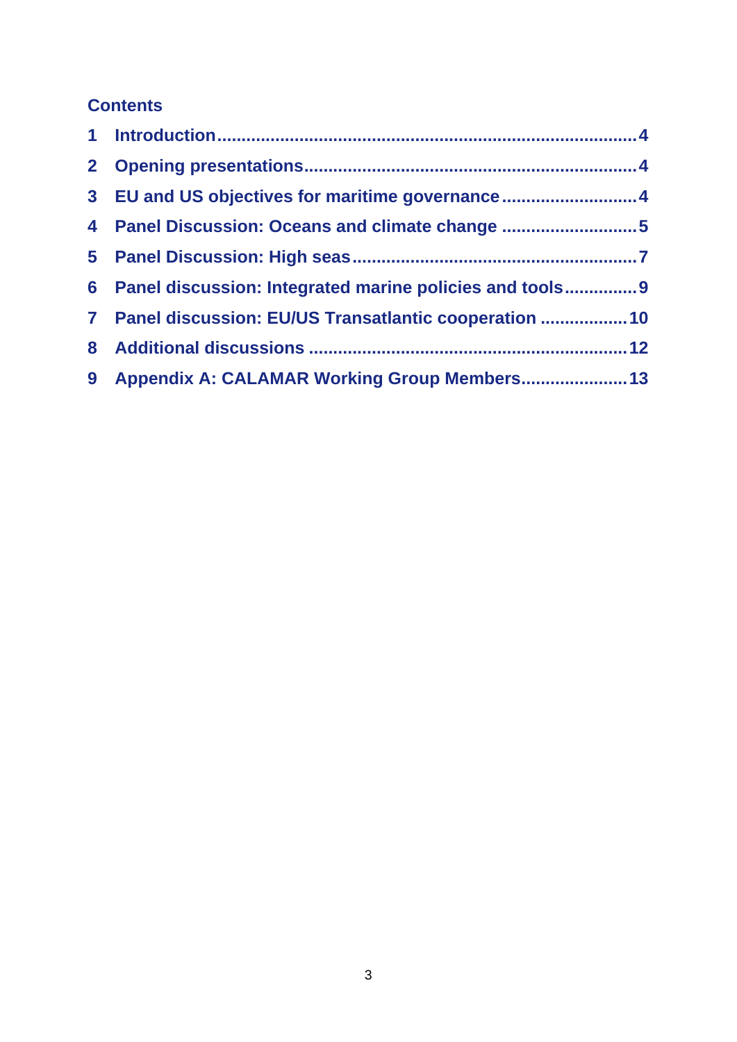## Contents

1 Introduction....................................................................................4
2 Opening presentations...................................................................4
3 EU and US objectives for maritime governance...........................4
4 Panel Discussion: Oceans and climate change ...........................5
5 Panel Discussion: High seas.........................................................7
6 Panel discussion: Integrated marine policies and tools..............9
7 Panel discussion: EU/US Transatlantic cooperation .................10
8 Additional discussions ................................................................12
9 Appendix A: CALAMAR Working Group Members.....................13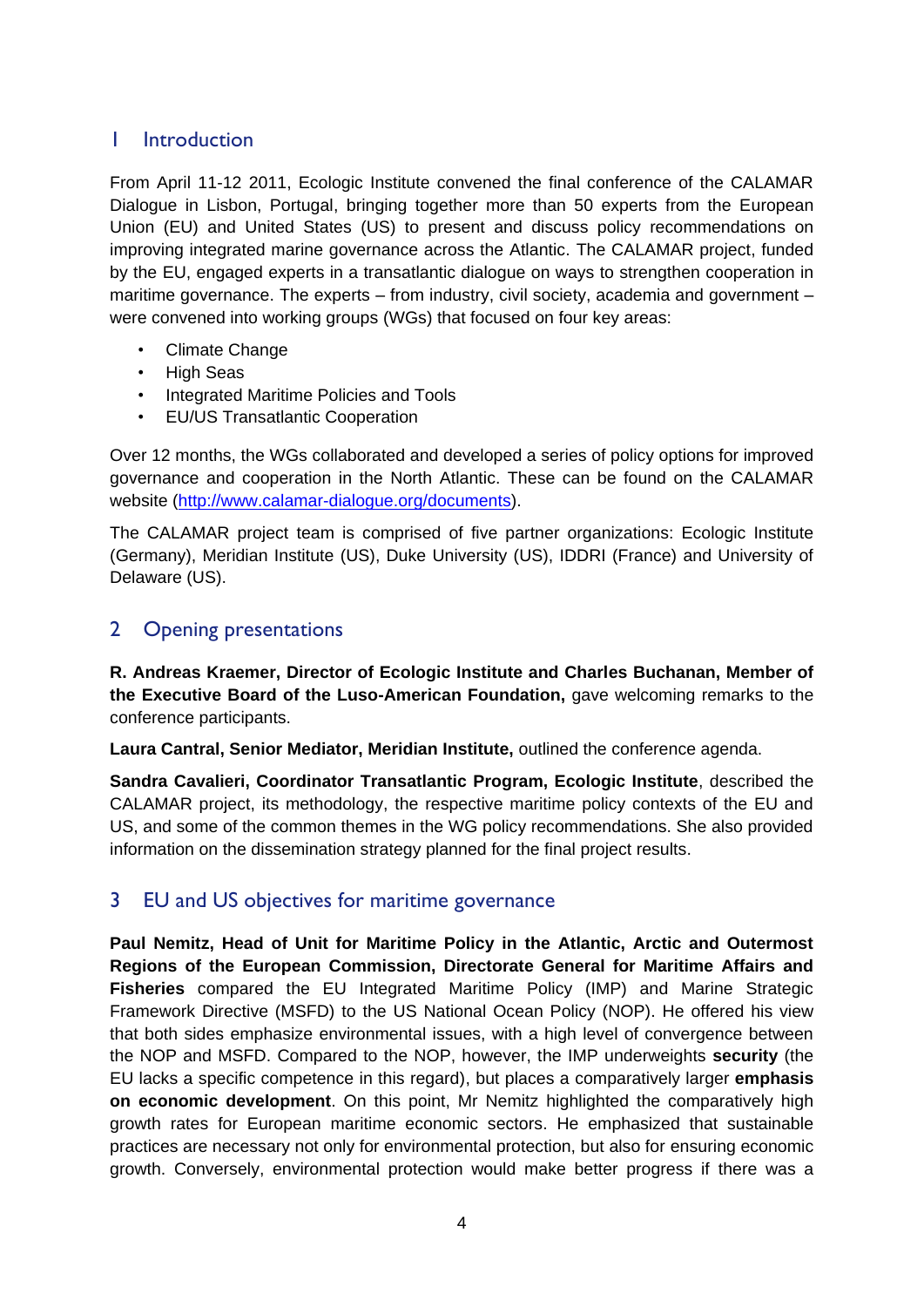## 1 Introduction

From April 11-12 2011, Ecologic Institute convened the final conference of the CALAMAR Dialogue in Lisbon, Portugal, bringing together more than 50 experts from the European Union (EU) and United States (US) to present and discuss policy recommendations on improving integrated marine governance across the Atlantic. The CALAMAR project, funded by the EU, engaged experts in a transatlantic dialogue on ways to strengthen cooperation in maritime governance. The experts – from industry, civil society, academia and government – were convened into working groups (WGs) that focused on four key areas:

- Climate Change
- High Seas
- Integrated Maritime Policies and Tools
- EU/US Transatlantic Cooperation

Over 12 months, the WGs collaborated and developed a series of policy options for improved governance and cooperation in the North Atlantic. These can be found on the CALAMAR website (http://www.calamar-dialogue.org/documents).

The CALAMAR project team is comprised of five partner organizations: Ecologic Institute (Germany), Meridian Institute (US), Duke University (US), IDDRI (France) and University of Delaware (US).

## 2 Opening presentations

**R. Andreas Kraemer, Director of Ecologic Institute and Charles Buchanan, Member of the Executive Board of the Luso-American Foundation,** gave welcoming remarks to the conference participants.

**Laura Cantral, Senior Mediator, Meridian Institute,** outlined the conference agenda.

**Sandra Cavalieri, Coordinator Transatlantic Program, Ecologic Institute**, described the CALAMAR project, its methodology, the respective maritime policy contexts of the EU and US, and some of the common themes in the WG policy recommendations. She also provided information on the dissemination strategy planned for the final project results.

## 3 EU and US objectives for maritime governance

**Paul Nemitz, Head of Unit for Maritime Policy in the Atlantic, Arctic and Outermost Regions of the European Commission, Directorate General for Maritime Affairs and Fisheries** compared the EU Integrated Maritime Policy (IMP) and Marine Strategic Framework Directive (MSFD) to the US National Ocean Policy (NOP). He offered his view that both sides emphasize environmental issues, with a high level of convergence between the NOP and MSFD. Compared to the NOP, however, the IMP underweights **security** (the EU lacks a specific competence in this regard), but places a comparatively larger **emphasis on economic development**. On this point, Mr Nemitz highlighted the comparatively high growth rates for European maritime economic sectors. He emphasized that sustainable practices are necessary not only for environmental protection, but also for ensuring economic growth. Conversely, environmental protection would make better progress if there was a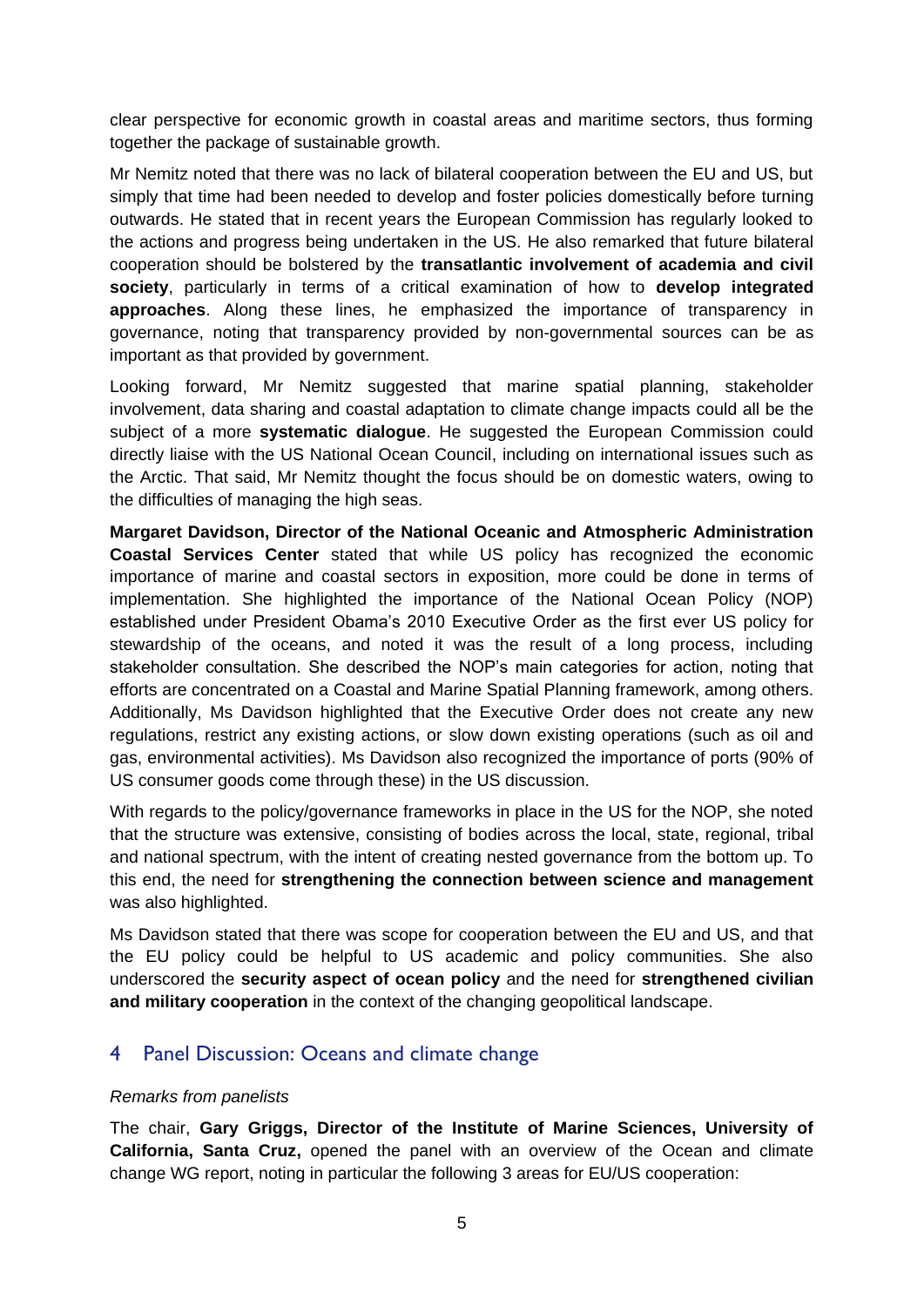clear perspective for economic growth in coastal areas and maritime sectors, thus forming together the package of sustainable growth.

Mr Nemitz noted that there was no lack of bilateral cooperation between the EU and US, but simply that time had been needed to develop and foster policies domestically before turning outwards. He stated that in recent years the European Commission has regularly looked to the actions and progress being undertaken in the US. He also remarked that future bilateral cooperation should be bolstered by the **transatlantic involvement of academia and civil society**, particularly in terms of a critical examination of how to **develop integrated approaches**. Along these lines, he emphasized the importance of transparency in governance, noting that transparency provided by non-governmental sources can be as important as that provided by government.

Looking forward, Mr Nemitz suggested that marine spatial planning, stakeholder involvement, data sharing and coastal adaptation to climate change impacts could all be the subject of a more **systematic dialogue**. He suggested the European Commission could directly liaise with the US National Ocean Council, including on international issues such as the Arctic. That said, Mr Nemitz thought the focus should be on domestic waters, owing to the difficulties of managing the high seas.

**Margaret Davidson, Director of the National Oceanic and Atmospheric Administration Coastal Services Center** stated that while US policy has recognized the economic importance of marine and coastal sectors in exposition, more could be done in terms of implementation. She highlighted the importance of the National Ocean Policy (NOP) established under President Obama's 2010 Executive Order as the first ever US policy for stewardship of the oceans, and noted it was the result of a long process, including stakeholder consultation. She described the NOP's main categories for action, noting that efforts are concentrated on a Coastal and Marine Spatial Planning framework, among others. Additionally, Ms Davidson highlighted that the Executive Order does not create any new regulations, restrict any existing actions, or slow down existing operations (such as oil and gas, environmental activities). Ms Davidson also recognized the importance of ports (90% of US consumer goods come through these) in the US discussion.

With regards to the policy/governance frameworks in place in the US for the NOP, she noted that the structure was extensive, consisting of bodies across the local, state, regional, tribal and national spectrum, with the intent of creating nested governance from the bottom up. To this end, the need for **strengthening the connection between science and management** was also highlighted.

Ms Davidson stated that there was scope for cooperation between the EU and US, and that the EU policy could be helpful to US academic and policy communities. She also underscored the **security aspect of ocean policy** and the need for **strengthened civilian and military cooperation** in the context of the changing geopolitical landscape.

## 4 Panel Discussion: Oceans and climate change

*Remarks from panelists*

The chair, **Gary Griggs, Director of the Institute of Marine Sciences, University of California, Santa Cruz,** opened the panel with an overview of the Ocean and climate change WG report, noting in particular the following 3 areas for EU/US cooperation: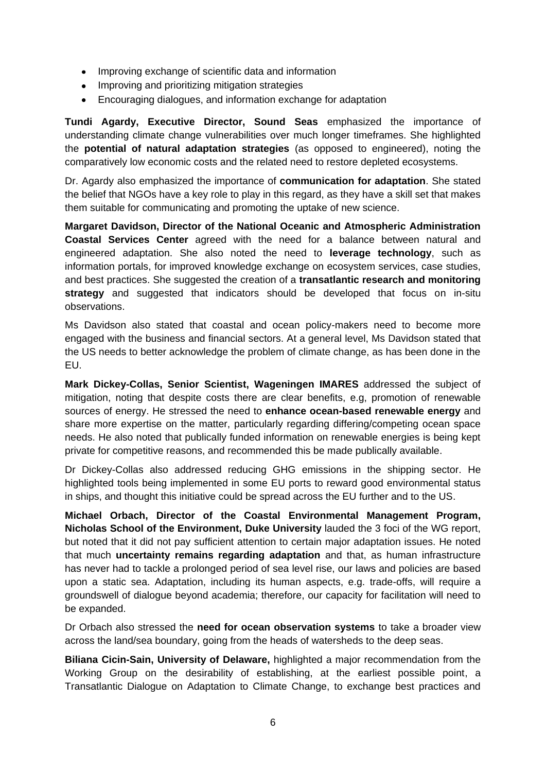- Improving exchange of scientific data and information
- Improving and prioritizing mitigation strategies
- Encouraging dialogues, and information exchange for adaptation

**Tundi Agardy, Executive Director, Sound Seas** emphasized the importance of understanding climate change vulnerabilities over much longer timeframes. She highlighted the **potential of natural adaptation strategies** (as opposed to engineered), noting the comparatively low economic costs and the related need to restore depleted ecosystems.

Dr. Agardy also emphasized the importance of **communication for adaptation**. She stated the belief that NGOs have a key role to play in this regard, as they have a skill set that makes them suitable for communicating and promoting the uptake of new science.

**Margaret Davidson, Director of the National Oceanic and Atmospheric Administration Coastal Services Center** agreed with the need for a balance between natural and engineered adaptation. She also noted the need to **leverage technology**, such as information portals, for improved knowledge exchange on ecosystem services, case studies, and best practices. She suggested the creation of a **transatlantic research and monitoring strategy** and suggested that indicators should be developed that focus on in-situ observations.

Ms Davidson also stated that coastal and ocean policy-makers need to become more engaged with the business and financial sectors. At a general level, Ms Davidson stated that the US needs to better acknowledge the problem of climate change, as has been done in the EU.

**Mark Dickey-Collas, Senior Scientist, Wageningen IMARES** addressed the subject of mitigation, noting that despite costs there are clear benefits, e.g, promotion of renewable sources of energy. He stressed the need to **enhance ocean-based renewable energy** and share more expertise on the matter, particularly regarding differing/competing ocean space needs. He also noted that publically funded information on renewable energies is being kept private for competitive reasons, and recommended this be made publically available.

Dr Dickey-Collas also addressed reducing GHG emissions in the shipping sector. He highlighted tools being implemented in some EU ports to reward good environmental status in ships, and thought this initiative could be spread across the EU further and to the US.

**Michael Orbach, Director of the Coastal Environmental Management Program, Nicholas School of the Environment, Duke University** lauded the 3 foci of the WG report, but noted that it did not pay sufficient attention to certain major adaptation issues. He noted that much **uncertainty remains regarding adaptation** and that, as human infrastructure has never had to tackle a prolonged period of sea level rise, our laws and policies are based upon a static sea. Adaptation, including its human aspects, e.g. trade-offs, will require a groundswell of dialogue beyond academia; therefore, our capacity for facilitation will need to be expanded.

Dr Orbach also stressed the **need for ocean observation systems** to take a broader view across the land/sea boundary, going from the heads of watersheds to the deep seas.

**Biliana Cicin-Sain, University of Delaware,** highlighted a major recommendation from the Working Group on the desirability of establishing, at the earliest possible point, a Transatlantic Dialogue on Adaptation to Climate Change, to exchange best practices and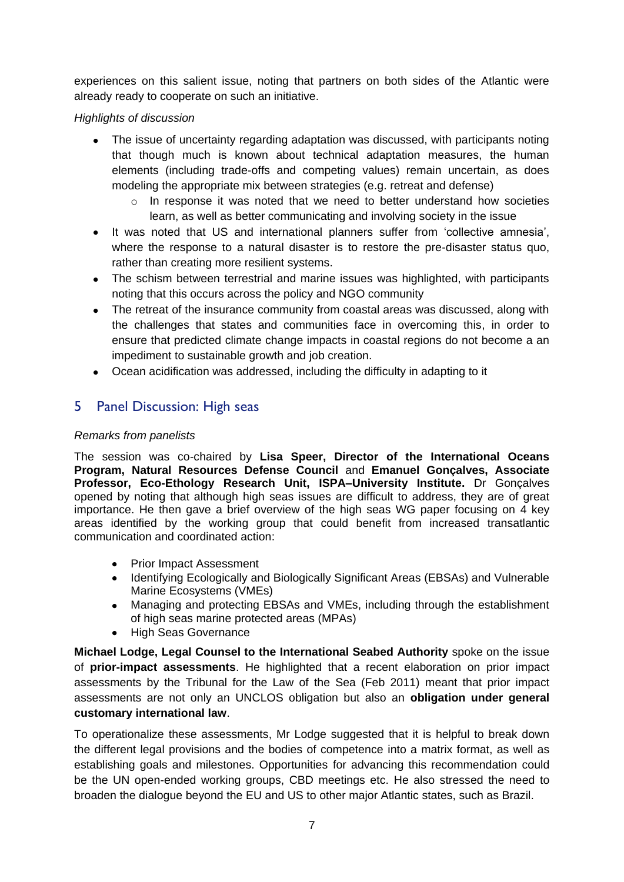experiences on this salient issue, noting that partners on both sides of the Atlantic were already ready to cooperate on such an initiative.

*Highlights of discussion*

- The issue of uncertainty regarding adaptation was discussed, with participants noting that though much is known about technical adaptation measures, the human elements (including trade-offs and competing values) remain uncertain, as does modeling the appropriate mix between strategies (e.g. retreat and defense)
    - In response it was noted that we need to better understand how societies learn, as well as better communicating and involving society in the issue
- It was noted that US and international planners suffer from 'collective amnesia', where the response to a natural disaster is to restore the pre-disaster status quo, rather than creating more resilient systems.
- The schism between terrestrial and marine issues was highlighted, with participants noting that this occurs across the policy and NGO community
- The retreat of the insurance community from coastal areas was discussed, along with the challenges that states and communities face in overcoming this, in order to ensure that predicted climate change impacts in coastal regions do not become a an impediment to sustainable growth and job creation.
- Ocean acidification was addressed, including the difficulty in adapting to it

## 5 Panel Discussion: High seas

*Remarks from panelists*

The session was co-chaired by **Lisa Speer, Director of the International Oceans Program, Natural Resources Defense Council** and **Emanuel Gonçalves, Associate Professor, Eco-Ethology Research Unit, ISPA–University Institute.** Dr Gonçalves opened by noting that although high seas issues are difficult to address, they are of great importance. He then gave a brief overview of the high seas WG paper focusing on 4 key areas identified by the working group that could benefit from increased transatlantic communication and coordinated action:

- Prior Impact Assessment
- Identifying Ecologically and Biologically Significant Areas (EBSAs) and Vulnerable Marine Ecosystems (VMEs)
- Managing and protecting EBSAs and VMEs, including through the establishment of high seas marine protected areas (MPAs)
- High Seas Governance

**Michael Lodge, Legal Counsel to the International Seabed Authority** spoke on the issue of **prior-impact assessments**. He highlighted that a recent elaboration on prior impact assessments by the Tribunal for the Law of the Sea (Feb 2011) meant that prior impact assessments are not only an UNCLOS obligation but also an **obligation under general customary international law**.

To operationalize these assessments, Mr Lodge suggested that it is helpful to break down the different legal provisions and the bodies of competence into a matrix format, as well as establishing goals and milestones. Opportunities for advancing this recommendation could be the UN open-ended working groups, CBD meetings etc. He also stressed the need to broaden the dialogue beyond the EU and US to other major Atlantic states, such as Brazil.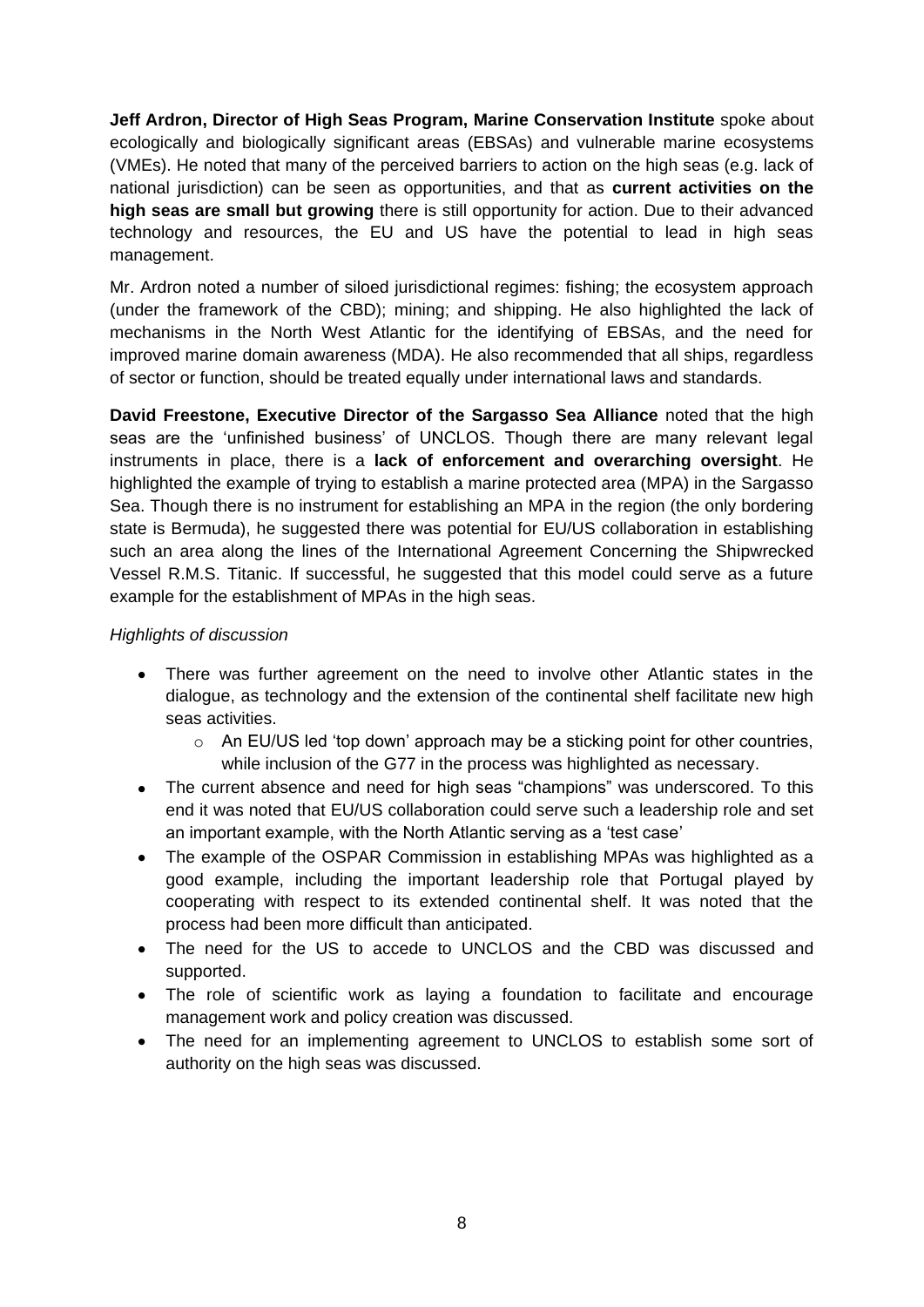**Jeff Ardron, Director of High Seas Program, Marine Conservation Institute** spoke about ecologically and biologically significant areas (EBSAs) and vulnerable marine ecosystems (VMEs). He noted that many of the perceived barriers to action on the high seas (e.g. lack of national jurisdiction) can be seen as opportunities, and that as **current activities on the high seas are small but growing** there is still opportunity for action. Due to their advanced technology and resources, the EU and US have the potential to lead in high seas management.

Mr. Ardron noted a number of siloed jurisdictional regimes: fishing; the ecosystem approach (under the framework of the CBD); mining; and shipping. He also highlighted the lack of mechanisms in the North West Atlantic for the identifying of EBSAs, and the need for improved marine domain awareness (MDA). He also recommended that all ships, regardless of sector or function, should be treated equally under international laws and standards.

**David Freestone, Executive Director of the Sargasso Sea Alliance** noted that the high seas are the 'unfinished business' of UNCLOS. Though there are many relevant legal instruments in place, there is a **lack of enforcement and overarching oversight**. He highlighted the example of trying to establish a marine protected area (MPA) in the Sargasso Sea. Though there is no instrument for establishing an MPA in the region (the only bordering state is Bermuda), he suggested there was potential for EU/US collaboration in establishing such an area along the lines of the International Agreement Concerning the Shipwrecked Vessel R.M.S. Titanic. If successful, he suggested that this model could serve as a future example for the establishment of MPAs in the high seas.

*Highlights of discussion*

- There was further agreement on the need to involve other Atlantic states in the dialogue, as technology and the extension of the continental shelf facilitate new high seas activities.
  - An EU/US led 'top down' approach may be a sticking point for other countries, while inclusion of the G77 in the process was highlighted as necessary.
- The current absence and need for high seas "champions" was underscored. To this end it was noted that EU/US collaboration could serve such a leadership role and set an important example, with the North Atlantic serving as a 'test case'
- The example of the OSPAR Commission in establishing MPAs was highlighted as a good example, including the important leadership role that Portugal played by cooperating with respect to its extended continental shelf. It was noted that the process had been more difficult than anticipated.
- The need for the US to accede to UNCLOS and the CBD was discussed and supported.
- The role of scientific work as laying a foundation to facilitate and encourage management work and policy creation was discussed.
- The need for an implementing agreement to UNCLOS to establish some sort of authority on the high seas was discussed.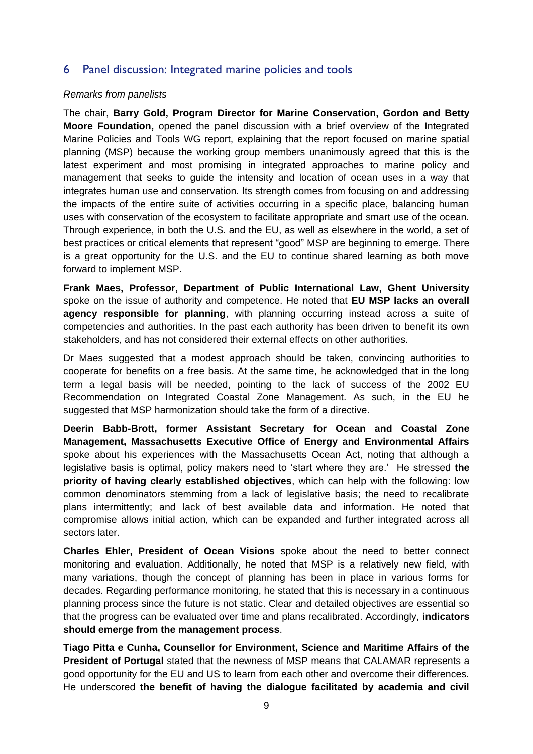## 6 Panel discussion: Integrated marine policies and tools

*Remarks from panelists*

The chair, **Barry Gold, Program Director for Marine Conservation, Gordon and Betty Moore Foundation,** opened the panel discussion with a brief overview of the Integrated Marine Policies and Tools WG report, explaining that the report focused on marine spatial planning (MSP) because the working group members unanimously agreed that this is the latest experiment and most promising in integrated approaches to marine policy and management that seeks to guide the intensity and location of ocean uses in a way that integrates human use and conservation. Its strength comes from focusing on and addressing the impacts of the entire suite of activities occurring in a specific place, balancing human uses with conservation of the ecosystem to facilitate appropriate and smart use of the ocean. Through experience, in both the U.S. and the EU, as well as elsewhere in the world, a set of best practices or critical elements that represent "good" MSP are beginning to emerge. There is a great opportunity for the U.S. and the EU to continue shared learning as both move forward to implement MSP.

**Frank Maes, Professor, Department of Public International Law, Ghent University** spoke on the issue of authority and competence. He noted that **EU MSP lacks an overall agency responsible for planning**, with planning occurring instead across a suite of competencies and authorities. In the past each authority has been driven to benefit its own stakeholders, and has not considered their external effects on other authorities.

Dr Maes suggested that a modest approach should be taken, convincing authorities to cooperate for benefits on a free basis. At the same time, he acknowledged that in the long term a legal basis will be needed, pointing to the lack of success of the 2002 EU Recommendation on Integrated Coastal Zone Management. As such, in the EU he suggested that MSP harmonization should take the form of a directive.

**Deerin Babb-Brott, former Assistant Secretary for Ocean and Coastal Zone Management, Massachusetts Executive Office of Energy and Environmental Affairs** spoke about his experiences with the Massachusetts Ocean Act, noting that although a legislative basis is optimal, policy makers need to 'start where they are.' He stressed **the priority of having clearly established objectives**, which can help with the following: low common denominators stemming from a lack of legislative basis; the need to recalibrate plans intermittently; and lack of best available data and information. He noted that compromise allows initial action, which can be expanded and further integrated across all sectors later.

**Charles Ehler, President of Ocean Visions** spoke about the need to better connect monitoring and evaluation. Additionally, he noted that MSP is a relatively new field, with many variations, though the concept of planning has been in place in various forms for decades. Regarding performance monitoring, he stated that this is necessary in a continuous planning process since the future is not static. Clear and detailed objectives are essential so that the progress can be evaluated over time and plans recalibrated. Accordingly, **indicators should emerge from the management process**.

**Tiago Pitta e Cunha, Counsellor for Environment, Science and Maritime Affairs of the President of Portugal** stated that the newness of MSP means that CALAMAR represents a good opportunity for the EU and US to learn from each other and overcome their differences. He underscored **the benefit of having the dialogue facilitated by academia and civil**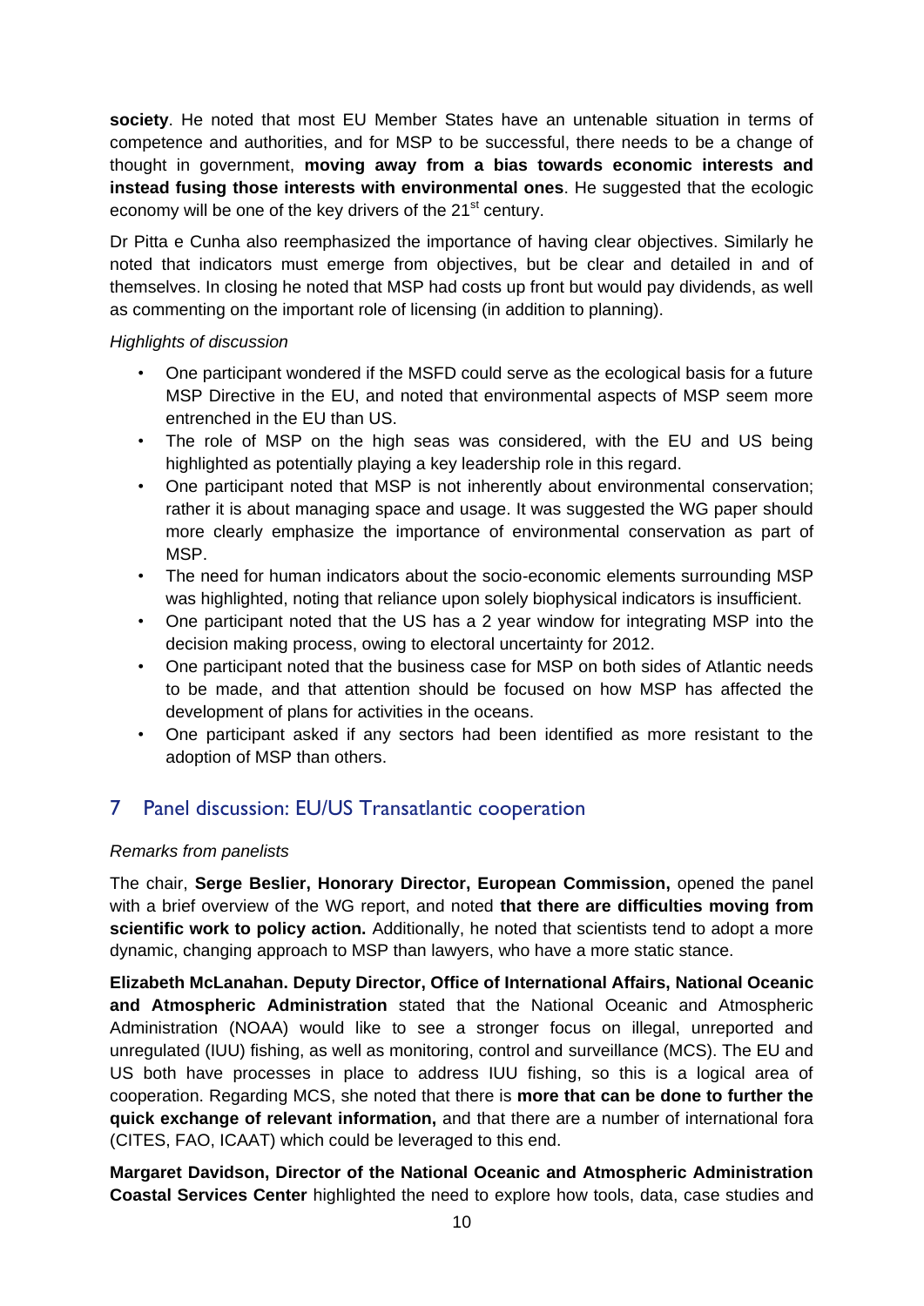**society**. He noted that most EU Member States have an untenable situation in terms of competence and authorities, and for MSP to be successful, there needs to be a change of thought in government, **moving away from a bias towards economic interests and instead fusing those interests with environmental ones**. He suggested that the ecologic economy will be one of the key drivers of the 21$^{st}$ century.

Dr Pitta e Cunha also reemphasized the importance of having clear objectives. Similarly he noted that indicators must emerge from objectives, but be clear and detailed in and of themselves. In closing he noted that MSP had costs up front but would pay dividends, as well as commenting on the important role of licensing (in addition to planning).

*Highlights of discussion*

- One participant wondered if the MSFD could serve as the ecological basis for a future MSP Directive in the EU, and noted that environmental aspects of MSP seem more entrenched in the EU than US.
- The role of MSP on the high seas was considered, with the EU and US being highlighted as potentially playing a key leadership role in this regard.
- One participant noted that MSP is not inherently about environmental conservation; rather it is about managing space and usage. It was suggested the WG paper should more clearly emphasize the importance of environmental conservation as part of MSP.
- The need for human indicators about the socio-economic elements surrounding MSP was highlighted, noting that reliance upon solely biophysical indicators is insufficient.
- One participant noted that the US has a 2 year window for integrating MSP into the decision making process, owing to electoral uncertainty for 2012.
- One participant noted that the business case for MSP on both sides of Atlantic needs to be made, and that attention should be focused on how MSP has affected the development of plans for activities in the oceans.
- One participant asked if any sectors had been identified as more resistant to the adoption of MSP than others.

## 7 Panel discussion: EU/US Transatlantic cooperation

*Remarks from panelists*

The chair, **Serge Beslier, Honorary Director, European Commission,** opened the panel with a brief overview of the WG report, and noted **that there are difficulties moving from scientific work to policy action.** Additionally, he noted that scientists tend to adopt a more dynamic, changing approach to MSP than lawyers, who have a more static stance.

**Elizabeth McLanahan. Deputy Director, Office of International Affairs, National Oceanic and Atmospheric Administration** stated that the National Oceanic and Atmospheric Administration (NOAA) would like to see a stronger focus on illegal, unreported and unregulated (IUU) fishing, as well as monitoring, control and surveillance (MCS). The EU and US both have processes in place to address IUU fishing, so this is a logical area of cooperation. Regarding MCS, she noted that there is **more that can be done to further the quick exchange of relevant information,** and that there are a number of international fora (CITES, FAO, ICAAT) which could be leveraged to this end.

**Margaret Davidson, Director of the National Oceanic and Atmospheric Administration Coastal Services Center** highlighted the need to explore how tools, data, case studies and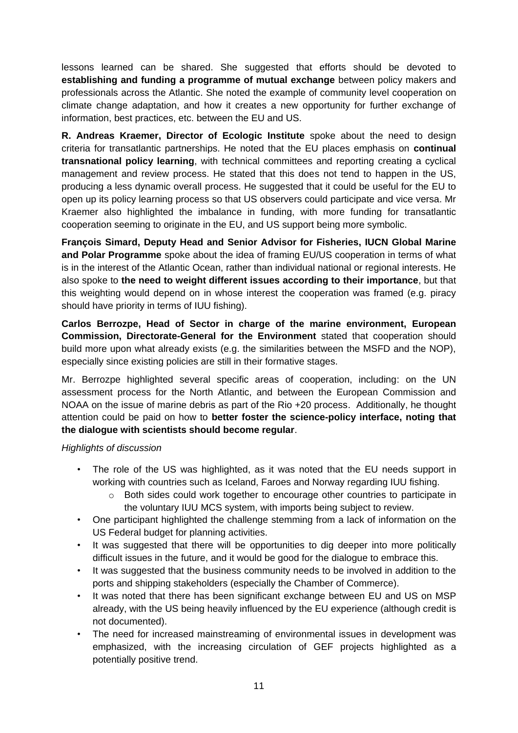lessons learned can be shared. She suggested that efforts should be devoted to **establishing and funding a programme of mutual exchange** between policy makers and professionals across the Atlantic. She noted the example of community level cooperation on climate change adaptation, and how it creates a new opportunity for further exchange of information, best practices, etc. between the EU and US.

**R. Andreas Kraemer, Director of Ecologic Institute** spoke about the need to design criteria for transatlantic partnerships. He noted that the EU places emphasis on **continual transnational policy learning**, with technical committees and reporting creating a cyclical management and review process. He stated that this does not tend to happen in the US, producing a less dynamic overall process. He suggested that it could be useful for the EU to open up its policy learning process so that US observers could participate and vice versa. Mr Kraemer also highlighted the imbalance in funding, with more funding for transatlantic cooperation seeming to originate in the EU, and US support being more symbolic.

**François Simard, Deputy Head and Senior Advisor for Fisheries, IUCN Global Marine and Polar Programme** spoke about the idea of framing EU/US cooperation in terms of what is in the interest of the Atlantic Ocean, rather than individual national or regional interests. He also spoke to **the need to weight different issues according to their importance**, but that this weighting would depend on in whose interest the cooperation was framed (e.g. piracy should have priority in terms of IUU fishing).

**Carlos Berrozpe, Head of Sector in charge of the marine environment, European Commission, Directorate-General for the Environment** stated that cooperation should build more upon what already exists (e.g. the similarities between the MSFD and the NOP), especially since existing policies are still in their formative stages.

Mr. Berrozpe highlighted several specific areas of cooperation, including: on the UN assessment process for the North Atlantic, and between the European Commission and NOAA on the issue of marine debris as part of the Rio +20 process. Additionally, he thought attention could be paid on how to **better foster the science-policy interface, noting that the dialogue with scientists should become regular**.

*Highlights of discussion*

- The role of the US was highlighted, as it was noted that the EU needs support in working with countries such as Iceland, Faroes and Norway regarding IUU fishing.
  - Both sides could work together to encourage other countries to participate in the voluntary IUU MCS system, with imports being subject to review.
- One participant highlighted the challenge stemming from a lack of information on the US Federal budget for planning activities.
- It was suggested that there will be opportunities to dig deeper into more politically difficult issues in the future, and it would be good for the dialogue to embrace this.
- It was suggested that the business community needs to be involved in addition to the ports and shipping stakeholders (especially the Chamber of Commerce).
- It was noted that there has been significant exchange between EU and US on MSP already, with the US being heavily influenced by the EU experience (although credit is not documented).
- The need for increased mainstreaming of environmental issues in development was emphasized, with the increasing circulation of GEF projects highlighted as a potentially positive trend.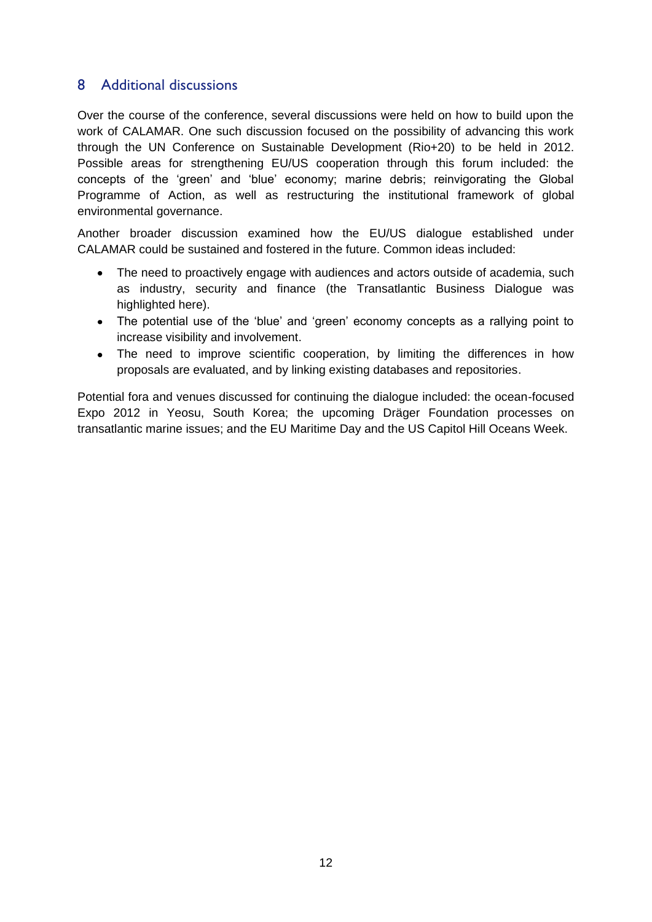## 8 Additional discussions

Over the course of the conference, several discussions were held on how to build upon the work of CALAMAR. One such discussion focused on the possibility of advancing this work through the UN Conference on Sustainable Development (Rio+20) to be held in 2012. Possible areas for strengthening EU/US cooperation through this forum included: the concepts of the 'green' and 'blue' economy; marine debris; reinvigorating the Global Programme of Action, as well as restructuring the institutional framework of global environmental governance.

Another broader discussion examined how the EU/US dialogue established under CALAMAR could be sustained and fostered in the future. Common ideas included:

- The need to proactively engage with audiences and actors outside of academia, such as industry, security and finance (the Transatlantic Business Dialogue was highlighted here).
- The potential use of the 'blue' and 'green' economy concepts as a rallying point to increase visibility and involvement.
- The need to improve scientific cooperation, by limiting the differences in how proposals are evaluated, and by linking existing databases and repositories.

Potential fora and venues discussed for continuing the dialogue included: the ocean-focused Expo 2012 in Yeosu, South Korea; the upcoming Dräger Foundation processes on transatlantic marine issues; and the EU Maritime Day and the US Capitol Hill Oceans Week.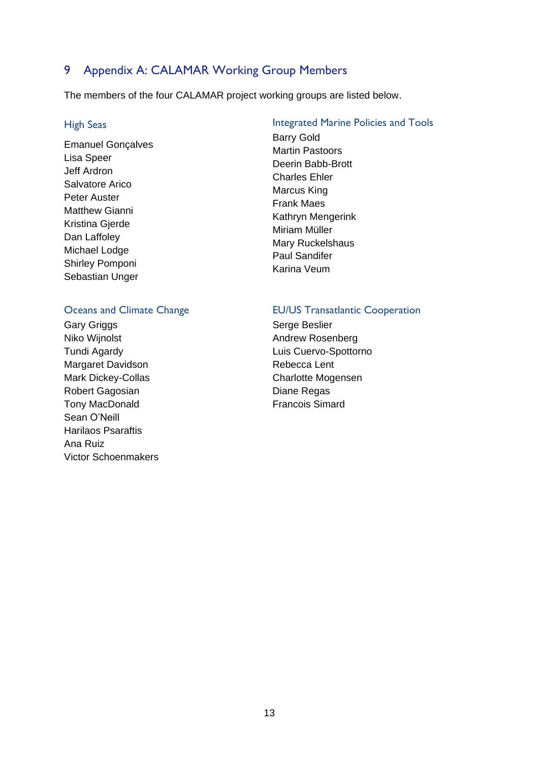# 9 Appendix A: CALAMAR Working Group Members

The members of the four CALAMAR project working groups are listed below.

### High Seas

Emanuel Gonçalves
Lisa Speer
Jeff Ardron
Salvatore Arico
Peter Auster
Matthew Gianni
Kristina Gjerde
Dan Laffoley
Michael Lodge
Shirley Pomponi
Sebastian Unger

### Integrated Marine Policies and Tools

Barry Gold
Martin Pastoors
Deerin Babb-Brott
Charles Ehler
Marcus King
Frank Maes
Kathryn Mengerink
Miriam Müller
Mary Ruckelshaus
Paul Sandifer
Karina Veum

### Oceans and Climate Change

Gary Griggs
Niko Wijnolst
Tundi Agardy
Margaret Davidson
Mark Dickey-Collas
Robert Gagosian
Tony MacDonald
Sean O'Neill
Harilaos Psaraftis
Ana Ruiz
Victor Schoenmakers

### EU/US Transatlantic Cooperation

Serge Beslier
Andrew Rosenberg
Luis Cuervo-Spottorno
Rebecca Lent
Charlotte Mogensen
Diane Regas
Francois Simard